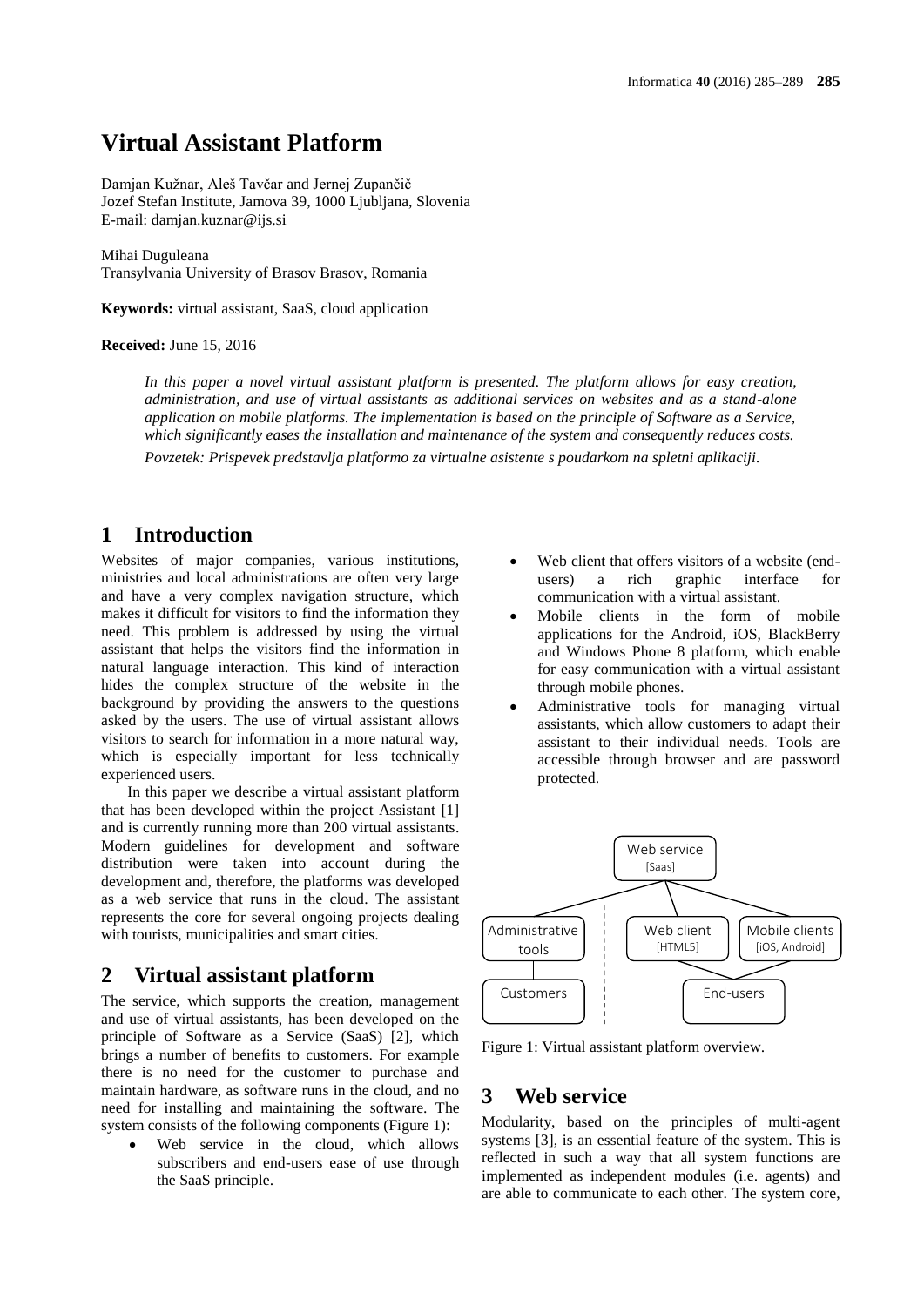# Virtual Assistant Platform

Damjan Kužnar, Aleš Tavčar and Jernej Zupančič
Jozef Stefan Institute, Jamova 39, 1000 Ljubljana, Slovenia
E-mail: damjan.kuznar@ijs.si

Mihai Duguleana
Transylvania University of Brasov Brasov, Romania

**Keywords:** virtual assistant, SaaS, cloud application

**Received:** June 15, 2016

*In this paper a novel virtual assistant platform is presented. The platform allows for easy creation, administration, and use of virtual assistants as additional services on websites and as a stand-alone application on mobile platforms. The implementation is based on the principle of Software as a Service, which significantly eases the installation and maintenance of the system and consequently reduces costs.*

*Povzetek: Prispevek predstavlja platformo za virtualne asistente s poudarkom na spletni aplikaciji.*

## 1 Introduction

Websites of major companies, various institutions, ministries and local administrations are often very large and have a very complex navigation structure, which makes it difficult for visitors to find the information they need. This problem is addressed by using the virtual assistant that helps the visitors find the information in natural language interaction. This kind of interaction hides the complex structure of the website in the background by providing the answers to the questions asked by the users. The use of virtual assistant allows visitors to search for information in a more natural way, which is especially important for less technically experienced users.

In this paper we describe a virtual assistant platform that has been developed within the project Assistant [1] and is currently running more than 200 virtual assistants. Modern guidelines for development and software distribution were taken into account during the development and, therefore, the platforms was developed as a web service that runs in the cloud. The assistant represents the core for several ongoing projects dealing with tourists, municipalities and smart cities.

## 2 Virtual assistant platform

The service, which supports the creation, management and use of virtual assistants, has been developed on the principle of Software as a Service (SaaS) [2], which brings a number of benefits to customers. For example there is no need for the customer to purchase and maintain hardware, as software runs in the cloud, and no need for installing and maintaining the software. The system consists of the following components (Figure 1):

- Web service in the cloud, which allows subscribers and end-users ease of use through the SaaS principle.
- Web client that offers visitors of a website (end-users) a rich graphic interface for communication with a virtual assistant.
- Mobile clients in the form of mobile applications for the Android, iOS, BlackBerry and Windows Phone 8 platform, which enable for easy communication with a virtual assistant through mobile phones.
- Administrative tools for managing virtual assistants, which allow customers to adapt their assistant to their individual needs. Tools are accessible through browser and are password protected.

Figure 1: Virtual assistant platform overview.

## 3 Web service

Modularity, based on the principles of multi-agent systems [3], is an essential feature of the system. This is reflected in such a way that all system functions are implemented as independent modules (i.e. agents) and are able to communicate to each other. The system core,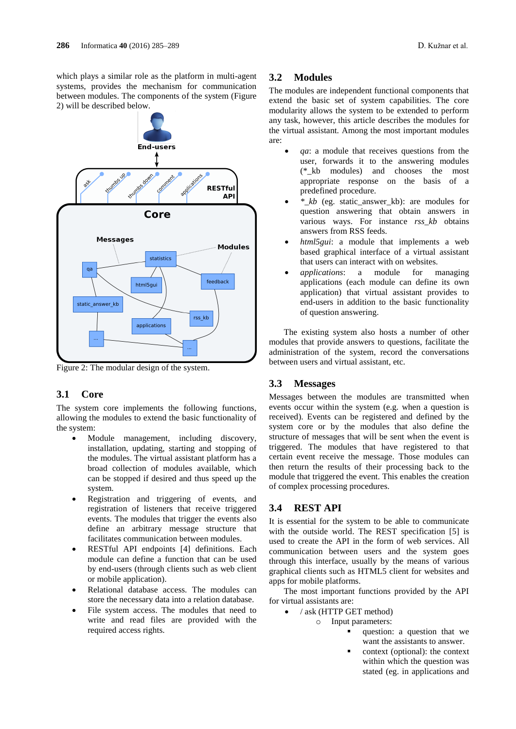which plays a similar role as the platform in multi-agent systems, provides the mechanism for communication between modules. The components of the system (Figure 2) will be described below.

Figure 2: The modular design of the system.

## 3.1 Core

The system core implements the following functions, allowing the modules to extend the basic functionality of the system:

- Module management, including discovery, installation, updating, starting and stopping of the modules. The virtual assistant platform has a broad collection of modules available, which can be stopped if desired and thus speed up the system.
- Registration and triggering of events, and registration of listeners that receive triggered events. The modules that trigger the events also define an arbitrary message structure that facilitates communication between modules.
- RESTful API endpoints [4] definitions. Each module can define a function that can be used by end-users (through clients such as web client or mobile application).
- Relational database access. The modules can store the necessary data into a relation database.
- File system access. The modules that need to write and read files are provided with the required access rights.

## 3.2 Modules

The modules are independent functional components that extend the basic set of system capabilities. The core modularity allows the system to be extended to perform any task, however, this article describes the modules for the virtual assistant. Among the most important modules are:

- *qa*: a module that receives questions from the user, forwards it to the answering modules (*_kb modules) and chooses the most appropriate response on the basis of a predefined procedure.
- *\*_kb* (eg. static_answer_kb): are modules for question answering that obtain answers in various ways. For instance *rss_kb* obtains answers from RSS feeds.
- *html5gui*: a module that implements a web based graphical interface of a virtual assistant that users can interact with on websites.
- *applications*: a module for managing applications (each module can define its own application) that virtual assistant provides to end-users in addition to the basic functionality of question answering.

The existing system also hosts a number of other modules that provide answers to questions, facilitate the administration of the system, record the conversations between users and virtual assistant, etc.

## 3.3 Messages

Messages between the modules are transmitted when events occur within the system (e.g. when a question is received). Events can be registered and defined by the system core or by the modules that also define the structure of messages that will be sent when the event is triggered. The modules that have registered to that certain event receive the message. Those modules can then return the results of their processing back to the module that triggered the event. This enables the creation of complex processing procedures.

## 3.4 REST API

It is essential for the system to be able to communicate with the outside world. The REST specification [5] is used to create the API in the form of web services. All communication between users and the system goes through this interface, usually by the means of various graphical clients such as HTML5 client for websites and apps for mobile platforms.

The most important functions provided by the API for virtual assistants are:

- / ask (HTTP GET method)
  - Input parameters:
    - question: a question that we want the assistants to answer.
    - context (optional): the context within which the question was stated (eg. in applications and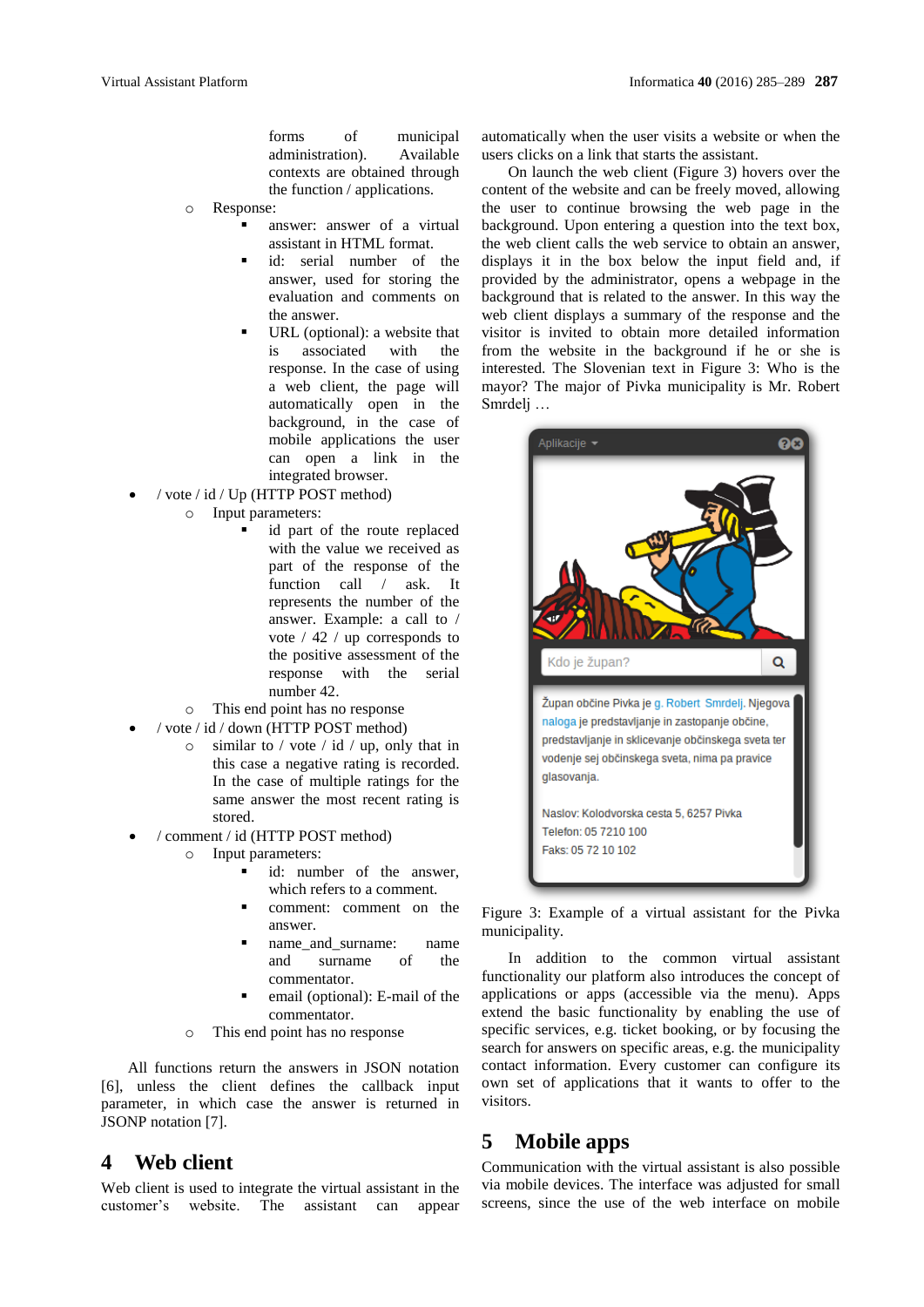forms of municipal administration). Available contexts are obtained through the function / applications.

- Response:
  - answer: answer of a virtual assistant in HTML format.
  - id: serial number of the answer, used for storing the evaluation and comments on the answer.
  - URL (optional): a website that is associated with the response. In the case of using a web client, the page will automatically open in the background, in the case of mobile applications the user can open a link in the integrated browser.

- / vote / id / Up (HTTP POST method)
  - Input parameters:
    - id part of the route replaced with the value we received as part of the response of the function call / ask. It represents the number of the answer. Example: a call to / vote / 42 / up corresponds to the positive assessment of the response with the serial number 42.
  - This end point has no response
- / vote / id / down (HTTP POST method)
  - similar to / vote / id / up, only that in this case a negative rating is recorded. In the case of multiple ratings for the same answer the most recent rating is stored.
- / comment / id (HTTP POST method)
  - Input parameters:
    - id: number of the answer, which refers to a comment.
    - comment: comment on the answer.
    - name_and_surname: name and surname of the commentator.
    - email (optional): E-mail of the commentator.
  - This end point has no response

All functions return the answers in JSON notation [6], unless the client defines the callback input parameter, in which case the answer is returned in JSONP notation [7].

## 4 Web client

Web client is used to integrate the virtual assistant in the customer's website. The assistant can appear automatically when the user visits a website or when the users clicks on a link that starts the assistant.

On launch the web client (Figure 3) hovers over the content of the website and can be freely moved, allowing the user to continue browsing the web page in the background. Upon entering a question into the text box, the web client calls the web service to obtain an answer, displays it in the box below the input field and, if provided by the administrator, opens a webpage in the background that is related to the answer. In this way the web client displays a summary of the response and the visitor is invited to obtain more detailed information from the website in the background if he or she is interested. The Slovenian text in Figure 3: Who is the mayor? The major of Pivka municipality is Mr. Robert Smrdelj …

Figure 3: Example of a virtual assistant for the Pivka municipality.

In addition to the common virtual assistant functionality our platform also introduces the concept of applications or apps (accessible via the menu). Apps extend the basic functionality by enabling the use of specific services, e.g. ticket booking, or by focusing the search for answers on specific areas, e.g. the municipality contact information. Every customer can configure its own set of applications that it wants to offer to the visitors.

## 5 Mobile apps

Communication with the virtual assistant is also possible via mobile devices. The interface was adjusted for small screens, since the use of the web interface on mobile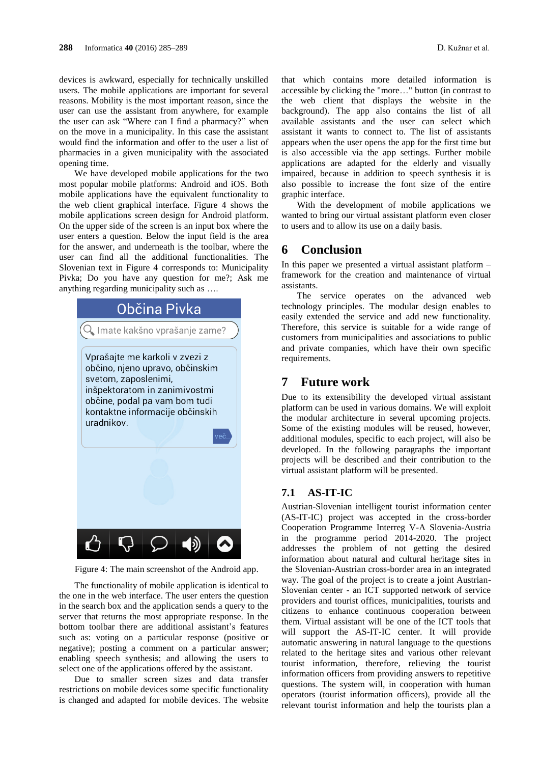devices is awkward, especially for technically unskilled users. The mobile applications are important for several reasons. Mobility is the most important reason, since the user can use the assistant from anywhere, for example the user can ask "Where can I find a pharmacy?" when on the move in a municipality. In this case the assistant would find the information and offer to the user a list of pharmacies in a given municipality with the associated opening time.

We have developed mobile applications for the two most popular mobile platforms: Android and iOS. Both mobile applications have the equivalent functionality to the web client graphical interface. Figure 4 shows the mobile applications screen design for Android platform. On the upper side of the screen is an input box where the user enters a question. Below the input field is the area for the answer, and underneath is the toolbar, where the user can find all the additional functionalities. The Slovenian text in Figure 4 corresponds to: Municipality Pivka; Do you have any question for me?; Ask me anything regarding municipality such as ….

Občina Pivka

Imate kakšno vprašanje zame?

Vprašajte me karkoli v zvezi z občino, njeno upravo, občinskim svetom, zaposlenimi, inšpektoratom in zanimivostmi občine, podal pa vam bom tudi kontaktne informacije občinskih uradnikov.

več..

Figure 4: The main screenshot of the Android app.

The functionality of mobile application is identical to the one in the web interface. The user enters the question in the search box and the application sends a query to the server that returns the most appropriate response. In the bottom toolbar there are additional assistant's features such as: voting on a particular response (positive or negative); posting a comment on a particular answer; enabling speech synthesis; and allowing the users to select one of the applications offered by the assistant.

Due to smaller screen sizes and data transfer restrictions on mobile devices some specific functionality is changed and adapted for mobile devices. The website that which contains more detailed information is accessible by clicking the "more…" button (in contrast to the web client that displays the website in the background). The app also contains the list of all available assistants and the user can select which assistant it wants to connect to. The list of assistants appears when the user opens the app for the first time but is also accessible via the app settings. Further mobile applications are adapted for the elderly and visually impaired, because in addition to speech synthesis it is also possible to increase the font size of the entire graphic interface.

With the development of mobile applications we wanted to bring our virtual assistant platform even closer to users and to allow its use on a daily basis.

# 6 Conclusion

In this paper we presented a virtual assistant platform – framework for the creation and maintenance of virtual assistants.

The service operates on the advanced web technology principles. The modular design enables to easily extended the service and add new functionality. Therefore, this service is suitable for a wide range of customers from municipalities and associations to public and private companies, which have their own specific requirements.

# 7 Future work

Due to its extensibility the developed virtual assistant platform can be used in various domains. We will exploit the modular architecture in several upcoming projects. Some of the existing modules will be reused, however, additional modules, specific to each project, will also be developed. In the following paragraphs the important projects will be described and their contribution to the virtual assistant platform will be presented.

## 7.1 AS-IT-IC

Austrian-Slovenian intelligent tourist information center (AS-IT-IC) project was accepted in the cross-border Cooperation Programme Interreg V-A Slovenia-Austria in the programme period 2014-2020. The project addresses the problem of not getting the desired information about natural and cultural heritage sites in the Slovenian-Austrian cross-border area in an integrated way. The goal of the project is to create a joint Austrian-Slovenian center - an ICT supported network of service providers and tourist offices, municipalities, tourists and citizens to enhance continuous cooperation between them. Virtual assistant will be one of the ICT tools that will support the AS-IT-IC center. It will provide automatic answering in natural language to the questions related to the heritage sites and various other relevant tourist information, therefore, relieving the tourist information officers from providing answers to repetitive questions. The system will, in cooperation with human operators (tourist information officers), provide all the relevant tourist information and help the tourists plan a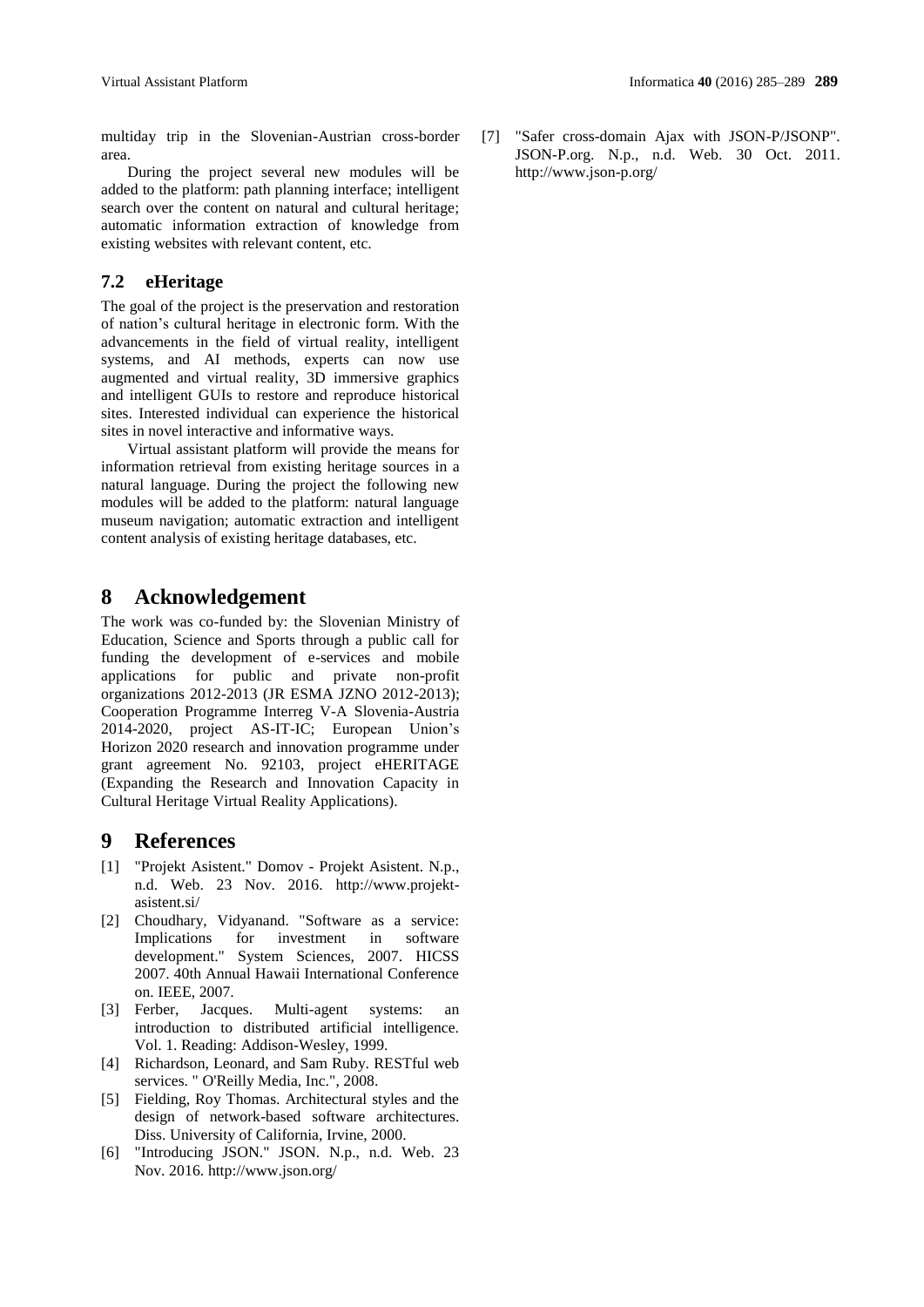multiday trip in the Slovenian-Austrian cross-border area.

During the project several new modules will be added to the platform: path planning interface; intelligent search over the content on natural and cultural heritage; automatic information extraction of knowledge from existing websites with relevant content, etc.

### 7.2 eHeritage

The goal of the project is the preservation and restoration of nation's cultural heritage in electronic form. With the advancements in the field of virtual reality, intelligent systems, and AI methods, experts can now use augmented and virtual reality, 3D immersive graphics and intelligent GUIs to restore and reproduce historical sites. Interested individual can experience the historical sites in novel interactive and informative ways.

Virtual assistant platform will provide the means for information retrieval from existing heritage sources in a natural language. During the project the following new modules will be added to the platform: natural language museum navigation; automatic extraction and intelligent content analysis of existing heritage databases, etc.

## 8 Acknowledgement

The work was co-funded by: the Slovenian Ministry of Education, Science and Sports through a public call for funding the development of e-services and mobile applications for public and private non-profit organizations 2012-2013 (JR ESMA JZNO 2012-2013); Cooperation Programme Interreg V-A Slovenia-Austria 2014-2020, project AS-IT-IC; European Union's Horizon 2020 research and innovation programme under grant agreement No. 92103, project eHERITAGE (Expanding the Research and Innovation Capacity in Cultural Heritage Virtual Reality Applications).

## 9 References

[1] "Projekt Asistent." Domov - Projekt Asistent. N.p., n.d. Web. 23 Nov. 2016. http://www.projekt-asistent.si/

[2] Choudhary, Vidyanand. "Software as a service: Implications for investment in software development." System Sciences, 2007. HICSS 2007. 40th Annual Hawaii International Conference on. IEEE, 2007.

[3] Ferber, Jacques. Multi-agent systems: an introduction to distributed artificial intelligence. Vol. 1. Reading: Addison-Wesley, 1999.

[4] Richardson, Leonard, and Sam Ruby. RESTful web services. " O'Reilly Media, Inc.", 2008.

[5] Fielding, Roy Thomas. Architectural styles and the design of network-based software architectures. Diss. University of California, Irvine, 2000.

[6] "Introducing JSON." JSON. N.p., n.d. Web. 23 Nov. 2016. http://www.json.org/

[7] "Safer cross-domain Ajax with JSON-P/JSONP". JSON-P.org. N.p., n.d. Web. 30 Oct. 2011. http://www.json-p.org/